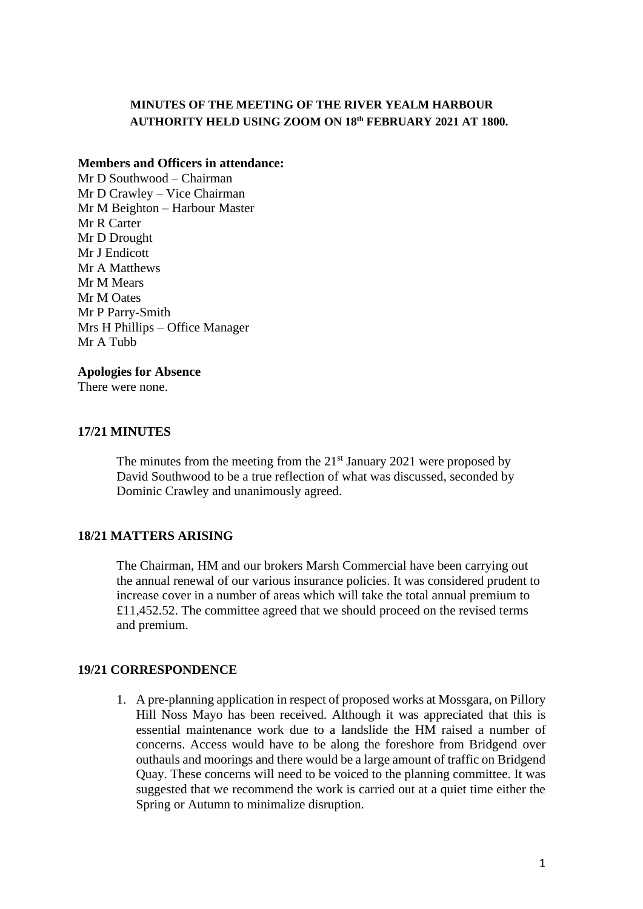**MINUTES OF THE MEETING OF THE RIVER YEALM HARBOUR AUTHORITY HELD USING ZOOM ON 18th FEBRUARY 2021 AT 1800.**

**Members and Officers in attendance:**
Mr D Southwood – Chairman
Mr D Crawley – Vice Chairman
Mr M Beighton – Harbour Master
Mr R Carter
Mr D Drought
Mr J Endicott
Mr A Matthews
Mr M Mears
Mr M Oates
Mr P Parry-Smith
Mrs H Phillips – Office Manager
Mr A Tubb

**Apologies for Absence**
There were none.

**17/21 MINUTES**

The minutes from the meeting from the 21st January 2021 were proposed by David Southwood to be a true reflection of what was discussed, seconded by Dominic Crawley and unanimously agreed.

**18/21 MATTERS ARISING**

The Chairman, HM and our brokers Marsh Commercial have been carrying out the annual renewal of our various insurance policies. It was considered prudent to increase cover in a number of areas which will take the total annual premium to £11,452.52. The committee agreed that we should proceed on the revised terms and premium.

**19/21 CORRESPONDENCE**

1. A pre-planning application in respect of proposed works at Mossgara, on Pillory Hill Noss Mayo has been received. Although it was appreciated that this is essential maintenance work due to a landslide the HM raised a number of concerns. Access would have to be along the foreshore from Bridgend over outhauls and moorings and there would be a large amount of traffic on Bridgend Quay. These concerns will need to be voiced to the planning committee. It was suggested that we recommend the work is carried out at a quiet time either the Spring or Autumn to minimalize disruption.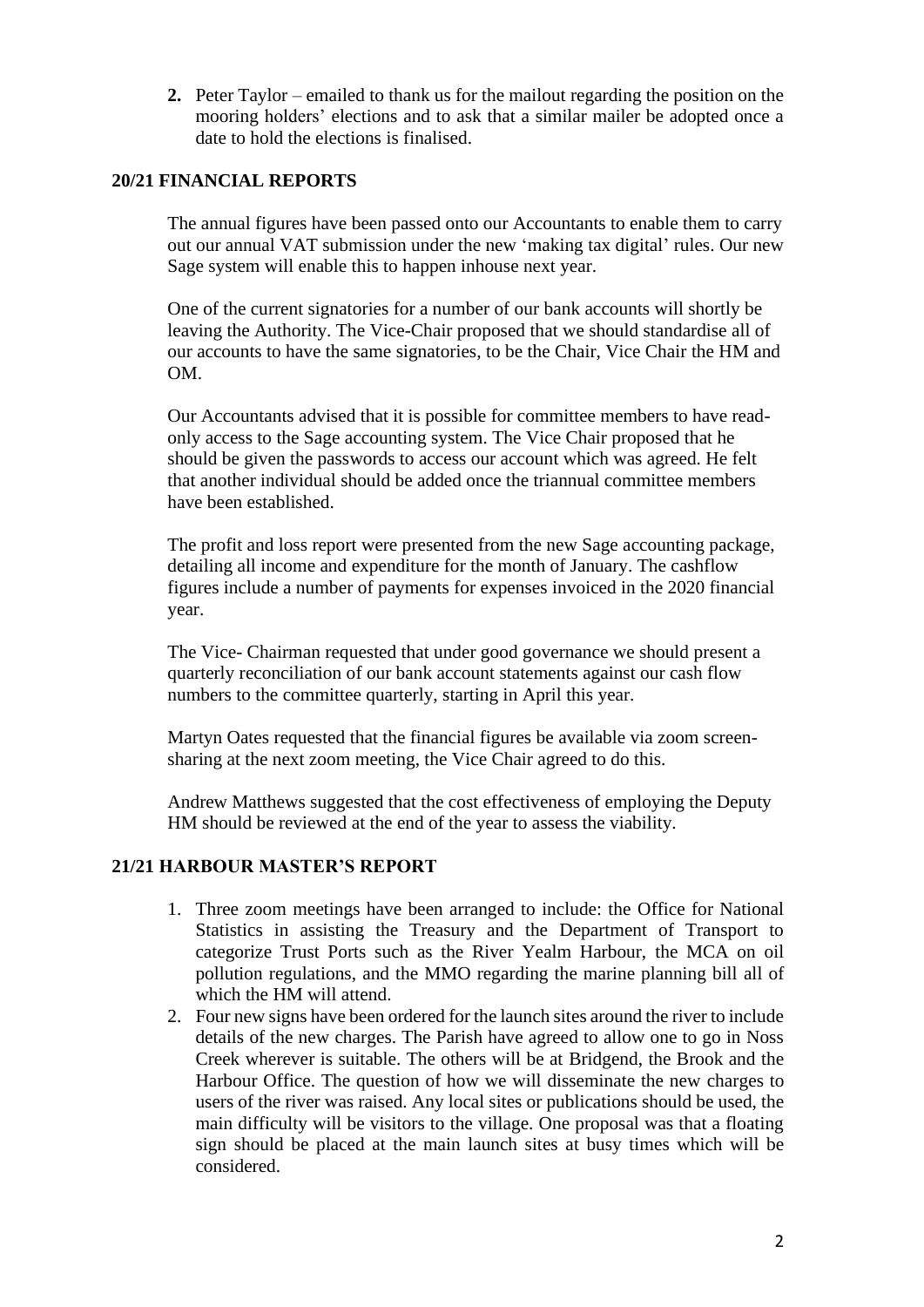2. Peter Taylor – emailed to thank us for the mailout regarding the position on the mooring holders' elections and to ask that a similar mailer be adopted once a date to hold the elections is finalised.

## 20/21 FINANCIAL REPORTS

The annual figures have been passed onto our Accountants to enable them to carry out our annual VAT submission under the new 'making tax digital' rules. Our new Sage system will enable this to happen inhouse next year.

One of the current signatories for a number of our bank accounts will shortly be leaving the Authority. The Vice-Chair proposed that we should standardise all of our accounts to have the same signatories, to be the Chair, Vice Chair the HM and OM.

Our Accountants advised that it is possible for committee members to have read-only access to the Sage accounting system. The Vice Chair proposed that he should be given the passwords to access our account which was agreed. He felt that another individual should be added once the triannual committee members have been established.

The profit and loss report were presented from the new Sage accounting package, detailing all income and expenditure for the month of January. The cashflow figures include a number of payments for expenses invoiced in the 2020 financial year.

The Vice- Chairman requested that under good governance we should present a quarterly reconciliation of our bank account statements against our cash flow numbers to the committee quarterly, starting in April this year.

Martyn Oates requested that the financial figures be available via zoom screen-sharing at the next zoom meeting, the Vice Chair agreed to do this.

Andrew Matthews suggested that the cost effectiveness of employing the Deputy HM should be reviewed at the end of the year to assess the viability.

## 21/21 HARBOUR MASTER'S REPORT

1. Three zoom meetings have been arranged to include: the Office for National Statistics in assisting the Treasury and the Department of Transport to categorize Trust Ports such as the River Yealm Harbour, the MCA on oil pollution regulations, and the MMO regarding the marine planning bill all of which the HM will attend.
2. Four new signs have been ordered for the launch sites around the river to include details of the new charges. The Parish have agreed to allow one to go in Noss Creek wherever is suitable. The others will be at Bridgend, the Brook and the Harbour Office. The question of how we will disseminate the new charges to users of the river was raised. Any local sites or publications should be used, the main difficulty will be visitors to the village. One proposal was that a floating sign should be placed at the main launch sites at busy times which will be considered.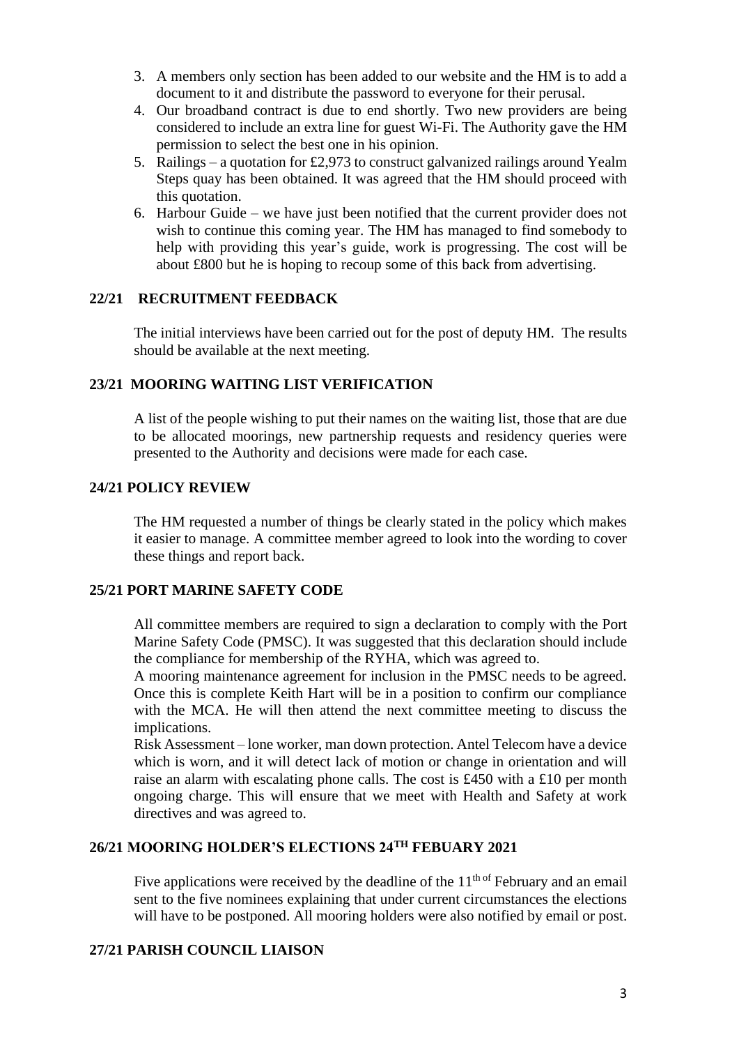3. A members only section has been added to our website and the HM is to add a document to it and distribute the password to everyone for their perusal.
4. Our broadband contract is due to end shortly. Two new providers are being considered to include an extra line for guest Wi-Fi. The Authority gave the HM permission to select the best one in his opinion.
5. Railings – a quotation for £2,973 to construct galvanized railings around Yealm Steps quay has been obtained. It was agreed that the HM should proceed with this quotation.
6. Harbour Guide – we have just been notified that the current provider does not wish to continue this coming year. The HM has managed to find somebody to help with providing this year's guide, work is progressing. The cost will be about £800 but he is hoping to recoup some of this back from advertising.

## 22/21 RECRUITMENT FEEDBACK

The initial interviews have been carried out for the post of deputy HM. The results should be available at the next meeting.

## 23/21 MOORING WAITING LIST VERIFICATION

A list of the people wishing to put their names on the waiting list, those that are due to be allocated moorings, new partnership requests and residency queries were presented to the Authority and decisions were made for each case.

## 24/21 POLICY REVIEW

The HM requested a number of things be clearly stated in the policy which makes it easier to manage. A committee member agreed to look into the wording to cover these things and report back.

## 25/21 PORT MARINE SAFETY CODE

All committee members are required to sign a declaration to comply with the Port Marine Safety Code (PMSC). It was suggested that this declaration should include the compliance for membership of the RYHA, which was agreed to.

A mooring maintenance agreement for inclusion in the PMSC needs to be agreed. Once this is complete Keith Hart will be in a position to confirm our compliance with the MCA. He will then attend the next committee meeting to discuss the implications.

Risk Assessment – lone worker, man down protection. Antel Telecom have a device which is worn, and it will detect lack of motion or change in orientation and will raise an alarm with escalating phone calls. The cost is £450 with a £10 per month ongoing charge. This will ensure that we meet with Health and Safety at work directives and was agreed to.

## 26/21 MOORING HOLDER'S ELECTIONS 24TH FEBUARY 2021

Five applications were received by the deadline of the 11th of February and an email sent to the five nominees explaining that under current circumstances the elections will have to be postponed. All mooring holders were also notified by email or post.

## 27/21 PARISH COUNCIL LIAISON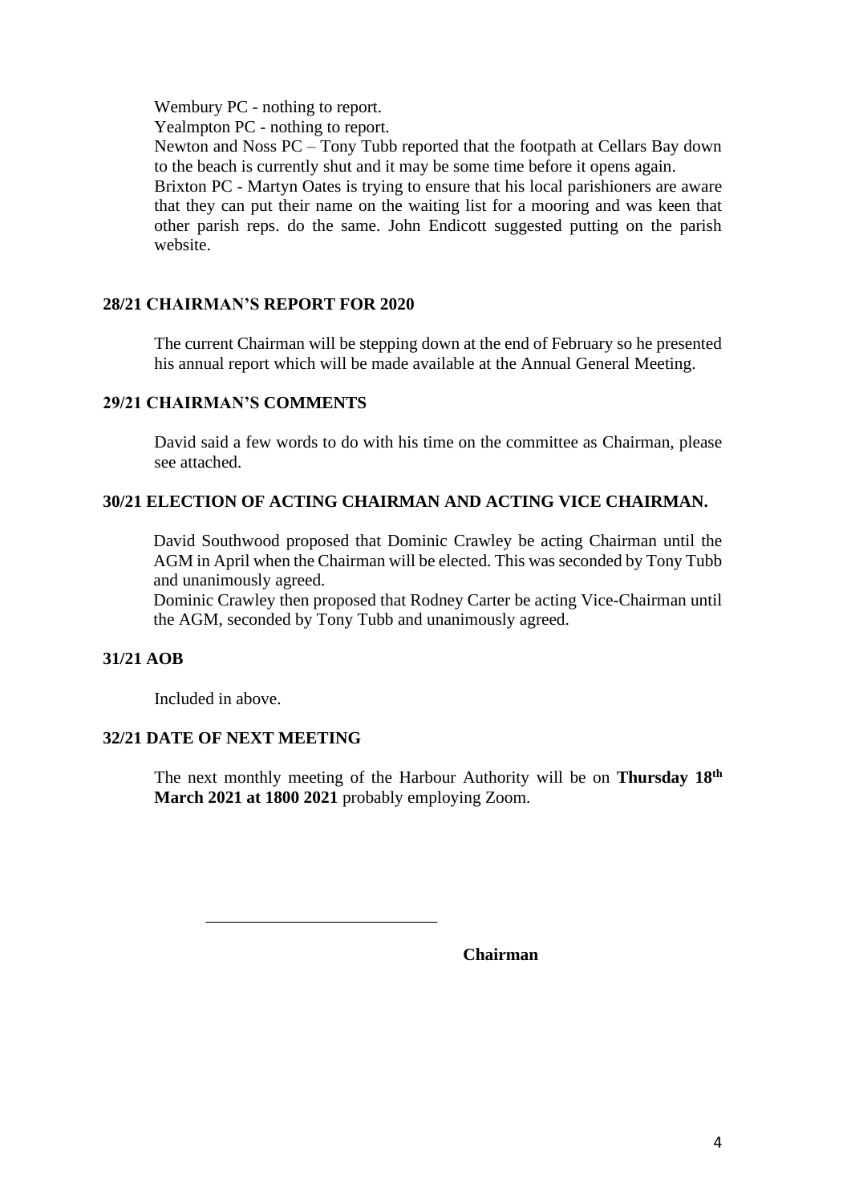Wembury PC - nothing to report.

Yealmpton PC - nothing to report.

Newton and Noss PC – Tony Tubb reported that the footpath at Cellars Bay down to the beach is currently shut and it may be some time before it opens again.

Brixton PC - Martyn Oates is trying to ensure that his local parishioners are aware that they can put their name on the waiting list for a mooring and was keen that other parish reps. do the same. John Endicott suggested putting on the parish website.

### 28/21 CHAIRMAN'S REPORT FOR 2020

The current Chairman will be stepping down at the end of February so he presented his annual report which will be made available at the Annual General Meeting.

### 29/21 CHAIRMAN'S COMMENTS

David said a few words to do with his time on the committee as Chairman, please see attached.

### 30/21 ELECTION OF ACTING CHAIRMAN AND ACTING VICE CHAIRMAN.

David Southwood proposed that Dominic Crawley be acting Chairman until the AGM in April when the Chairman will be elected. This was seconded by Tony Tubb and unanimously agreed.

Dominic Crawley then proposed that Rodney Carter be acting Vice-Chairman until the AGM, seconded by Tony Tubb and unanimously agreed.

### 31/21 AOB

Included in above.

### 32/21 DATE OF NEXT MEETING

The next monthly meeting of the Harbour Authority will be on **Thursday 18th March 2021 at 1800 2021** probably employing Zoom.

\_\_\_\_\_\_\_\_\_\_\_\_\_\_\_\_\_\_\_\_\_\_\_\_\_\_\_

**Chairman**